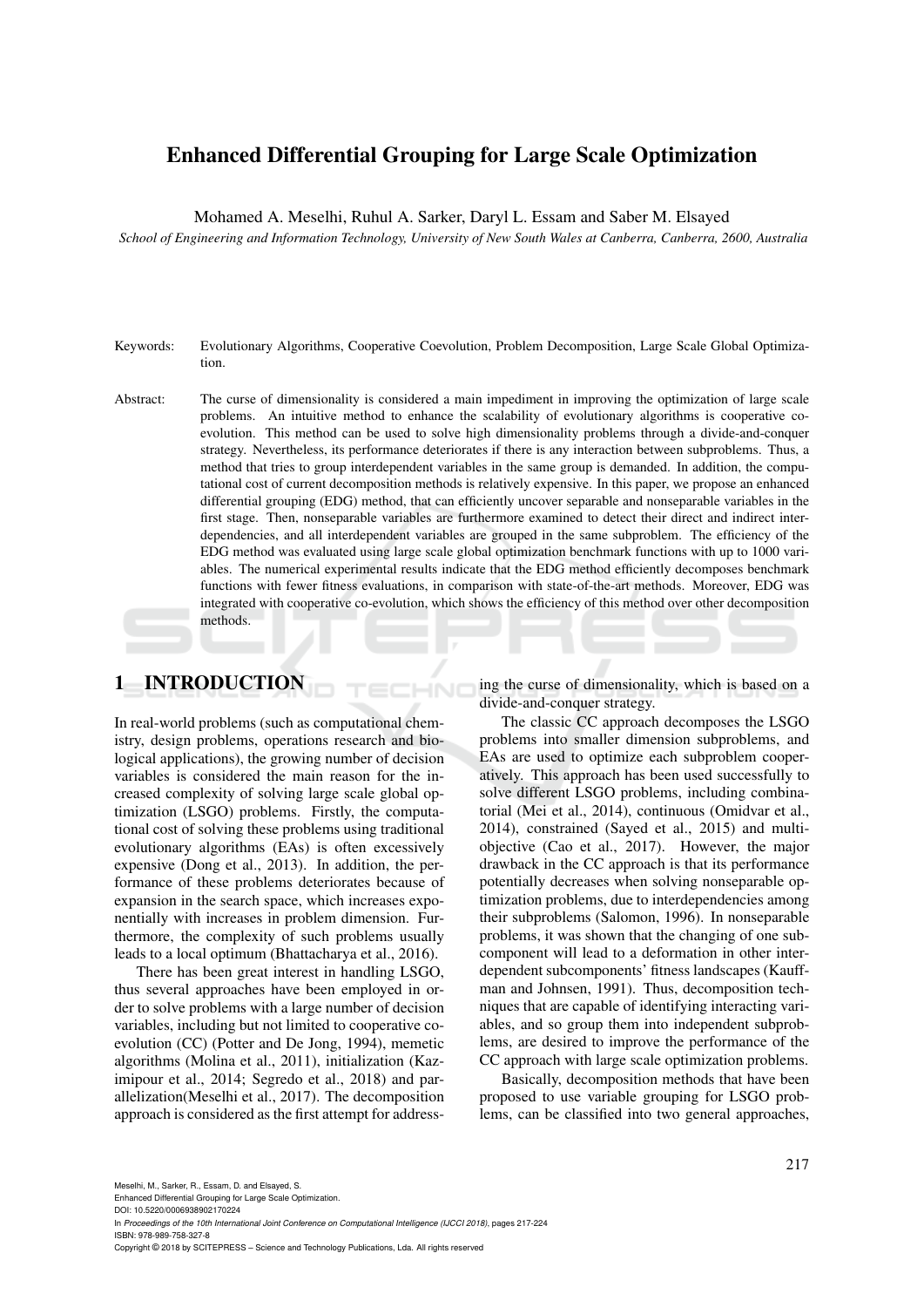# Enhanced Differential Grouping for Large Scale Optimization

Mohamed A. Meselhi, Ruhul A. Sarker, Daryl L. Essam and Saber M. Elsayed

*School of Engineering and Information Technology, University of New South Wales at Canberra, Canberra, 2600, Australia*

Keywords: Evolutionary Algorithms, Cooperative Coevolution, Problem Decomposition, Large Scale Global Optimization.

Abstract: The curse of dimensionality is considered a main impediment in improving the optimization of large scale problems. An intuitive method to enhance the scalability of evolutionary algorithms is cooperative co-evolution. This method can be used to solve high dimensionality problems through a divide-and-conquer strategy. Nevertheless, its performance deteriorates if there is any interaction between subproblems. Thus, a method that tries to group interdependent variables in the same group is demanded. In addition, the computational cost of current decomposition methods is relatively expensive. In this paper, we propose an enhanced differential grouping (EDG) method, that can efficiently uncover separable and nonseparable variables in the first stage. Then, nonseparable variables are furthermore examined to detect their direct and indirect interdependencies, and all interdependent variables are grouped in the same subproblem. The efficiency of the EDG method was evaluated using large scale global optimization benchmark functions with up to 1000 variables. The numerical experimental results indicate that the EDG method efficiently decomposes benchmark functions with fewer fitness evaluations, in comparison with state-of-the-art methods. Moreover, EDG was integrated with cooperative co-evolution, which shows the efficiency of this method over other decomposition methods.

## 1 INTRODUCTION

In real-world problems (such as computational chemistry, design problems, operations research and biological applications), the growing number of decision variables is considered the main reason for the increased complexity of solving large scale global optimization (LSGO) problems. Firstly, the computational cost of solving these problems using traditional evolutionary algorithms (EAs) is often excessively expensive (Dong et al., 2013). In addition, the performance of these problems deteriorates because of expansion in the search space, which increases exponentially with increases in problem dimension. Furthermore, the complexity of such problems usually leads to a local optimum (Bhattacharya et al., 2016).

There has been great interest in handling LSGO, thus several approaches have been employed in order to solve problems with a large number of decision variables, including but not limited to cooperative coevolution (CC) (Potter and De Jong, 1994), memetic algorithms (Molina et al., 2011), initialization (Kazimipour et al., 2014; Segredo et al., 2018) and parallelization(Meselhi et al., 2017). The decomposition approach is considered as the first attempt for addressing the curse of dimensionality, which is based on a divide-and-conquer strategy.

The classic CC approach decomposes the LSGO problems into smaller dimension subproblems, and EAs are used to optimize each subproblem cooperatively. This approach has been used successfully to solve different LSGO problems, including combinatorial (Mei et al., 2014), continuous (Omidvar et al., 2014), constrained (Sayed et al., 2015) and multi-objective (Cao et al., 2017). However, the major drawback in the CC approach is that its performance potentially decreases when solving nonseparable optimization problems, due to interdependencies among their subproblems (Salomon, 1996). In nonseparable problems, it was shown that the changing of one subcomponent will lead to a deformation in other interdependent subcomponents' fitness landscapes (Kauffman and Johnsen, 1991). Thus, decomposition techniques that are capable of identifying interacting variables, and so group them into independent subproblems, are desired to improve the performance of the CC approach with large scale optimization problems.

Basically, decomposition methods that have been proposed to use variable grouping for LSGO problems, can be classified into two general approaches,

Meselhi, M., Sarker, R., Essam, D. and Elsayed, S.
Enhanced Differential Grouping for Large Scale Optimization.
DOI: 10.5220/0006938902170224
In *Proceedings of the 10th International Joint Conference on Computational Intelligence (IJCCI 2018)*, pages 217-224
ISBN: 978-989-758-327-8
Copyright © 2018 by SCITEPRESS – Science and Technology Publications, Lda. All rights reserved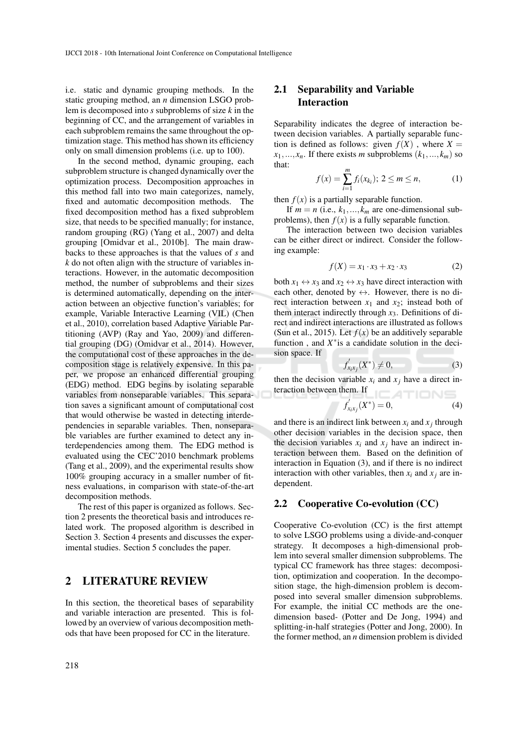i.e. static and dynamic grouping methods. In the static grouping method, an $n$ dimension LSGO problem is decomposed into $s$ subproblems of size $k$ in the beginning of CC, and the arrangement of variables in each subproblem remains the same throughout the optimization stage. This method has shown its efficiency only on small dimension problems (i.e. up to 100).

In the second method, dynamic grouping, each subproblem structure is changed dynamically over the optimization process. Decomposition approaches in this method fall into two main categorizes, namely, fixed and automatic decomposition methods. The fixed decomposition method has a fixed subproblem size, that needs to be specified manually; for instance, random grouping (RG) (Yang et al., 2007) and delta grouping [Omidvar et al., 2010b]. The main drawbacks to these approaches is that the values of $s$ and $k$ do not often align with the structure of variables interactions. However, in the automatic decomposition method, the number of subproblems and their sizes is determined automatically, depending on the interaction between an objective function's variables; for example, Variable Interactive Learning (VIL) (Chen et al., 2010), correlation based Adaptive Variable Partitioning (AVP) (Ray and Yao, 2009) and differential grouping (DG) (Omidvar et al., 2014). However, the computational cost of these approaches in the decomposition stage is relatively expensive. In this paper, we propose an enhanced differential grouping (EDG) method. EDG begins by isolating separable variables from nonseparable variables. This separation saves a significant amount of computational cost that would otherwise be wasted in detecting interdependencies in separable variables. Then, nonseparable variables are further examined to detect any interdependencies among them. The EDG method is evaluated using the CEC'2010 benchmark problems (Tang et al., 2009), and the experimental results show 100% grouping accuracy in a smaller number of fitness evaluations, in comparison with state-of-the-art decomposition methods.

The rest of this paper is organized as follows. Section 2 presents the theoretical basis and introduces related work. The proposed algorithm is described in Section 3. Section 4 presents and discusses the experimental studies. Section 5 concludes the paper.

## 2 LITERATURE REVIEW

In this section, the theoretical bases of separability and variable interaction are presented. This is followed by an overview of various decomposition methods that have been proposed for CC in the literature.

### 2.1 Separability and Variable Interaction

Separability indicates the degree of interaction between decision variables. A partially separable function is defined as follows: given $f(X)$ , where $X = x_1,...,x_n$. If there exists $m$ subproblems $(k_1,...,k_m)$ so that:

$$f(x) = \sum_{i=1}^{m} f_i(x_{k_i});\ 2 \leq m \leq n, \tag{1}$$

then $f(x)$ is a partially separable function.

If $m = n$ (i.e., $k_1,...,k_m$ are one-dimensional subproblems), then $f(x)$ is a fully separable function.

The interaction between two decision variables can be either direct or indirect. Consider the following example:

$$f(X) = x_1 \cdot x_3 + x_2 \cdot x_3 \tag{2}$$

both $x_1 \leftrightarrow x_3$ and $x_2 \leftrightarrow x_3$ have direct interaction with each other, denoted by $\leftrightarrow$. However, there is no direct interaction between $x_1$ and $x_2$; instead both of them interact indirectly through $x_3$. Definitions of direct and indirect interactions are illustrated as follows (Sun et al., 2015). Let $f(x)$ be an additively separable function , and $X^*$is a candidate solution in the decision space. If

$$f^{'}_{x_i x_j}(X^*) \neq 0, \tag{3}$$

then the decision variable $x_i$ and $x_j$ have a direct interaction between them. If

$$f^{'}_{x_i x_j}(X^*) = 0, \tag{4}$$

and there is an indirect link between $x_i$ and $x_j$ through other decision variables in the decision space, then the decision variables $x_i$ and $x_j$ have an indirect interaction between them. Based on the definition of interaction in Equation (3), and if there is no indirect interaction with other variables, then $x_i$ and $x_j$ are independent.

### 2.2 Cooperative Co-evolution (CC)

Cooperative Co-evolution (CC) is the first attempt to solve LSGO problems using a divide-and-conquer strategy. It decomposes a high-dimensional problem into several smaller dimension subproblems. The typical CC framework has three stages: decomposition, optimization and cooperation. In the decomposition stage, the high-dimension problem is decomposed into several smaller dimension subproblems. For example, the initial CC methods are the one-dimension based- (Potter and De Jong, 1994) and splitting-in-half strategies (Potter and Jong, 2000). In the former method, an $n$ dimension problem is divided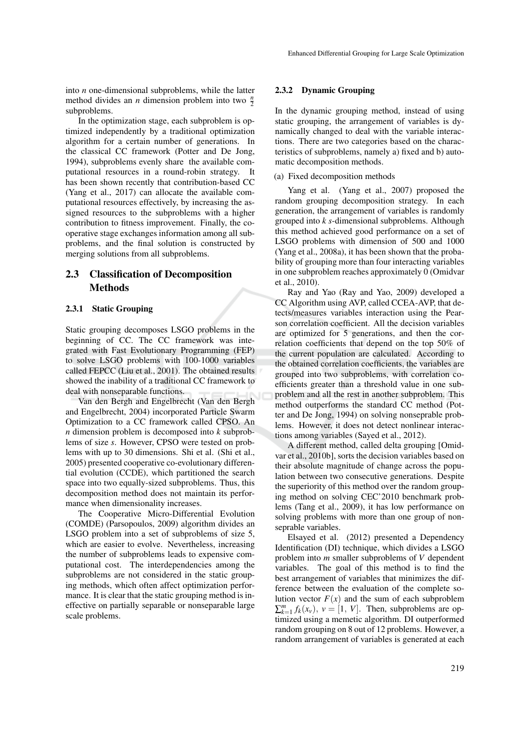into $n$ one-dimensional subproblems, while the latter method divides an $n$ dimension problem into two $\frac{n}{2}$ subproblems.

In the optimization stage, each subproblem is optimized independently by a traditional optimization algorithm for a certain number of generations. In the classical CC framework (Potter and De Jong, 1994), subproblems evenly share the available computational resources in a round-robin strategy. It has been shown recently that contribution-based CC (Yang et al., 2017) can allocate the available computational resources effectively, by increasing the assigned resources to the subproblems with a higher contribution to fitness improvement. Finally, the cooperative stage exchanges information among all subproblems, and the final solution is constructed by merging solutions from all subproblems.

## 2.3 Classification of Decomposition Methods

### 2.3.1 Static Grouping

Static grouping decomposes LSGO problems in the beginning of CC. The CC framework was integrated with Fast Evolutionary Programming (FEP) to solve LSGO problems with 100-1000 variables called FEPCC (Liu et al., 2001). The obtained results showed the inability of a traditional CC framework to deal with nonseparable functions.

Van den Bergh and Engelbrecht (Van den Bergh and Engelbrecht, 2004) incorporated Particle Swarm Optimization to a CC framework called CPSO. An $n$ dimension problem is decomposed into $k$ subproblems of size $s$. However, CPSO were tested on problems with up to 30 dimensions. Shi et al. (Shi et al., 2005) presented cooperative co-evolutionary differential evolution (CCDE), which partitioned the search space into two equally-sized subproblems. Thus, this decomposition method does not maintain its performance when dimensionality increases.

The Cooperative Micro-Differential Evolution (COMDE) (Parsopoulos, 2009) algorithm divides an LSGO problem into a set of subproblems of size 5, which are easier to evolve. Nevertheless, increasing the number of subproblems leads to expensive computational cost. The interdependencies among the subproblems are not considered in the static grouping methods, which often affect optimization performance. It is clear that the static grouping method is ineffective on partially separable or nonseparable large scale problems.

### 2.3.2 Dynamic Grouping

In the dynamic grouping method, instead of using static grouping, the arrangement of variables is dynamically changed to deal with the variable interactions. There are two categories based on the characteristics of subproblems, namely a) fixed and b) automatic decomposition methods.

(a) Fixed decomposition methods

Yang et al. (Yang et al., 2007) proposed the random grouping decomposition strategy. In each generation, the arrangement of variables is randomly grouped into $k$ $s$-dimensional subproblems. Although this method achieved good performance on a set of LSGO problems with dimension of 500 and 1000 (Yang et al., 2008a), it has been shown that the probability of grouping more than four interacting variables in one subproblem reaches approximately 0 (Omidvar et al., 2010).

Ray and Yao (Ray and Yao, 2009) developed a CC Algorithm using AVP, called CCEA-AVP, that detects/measures variables interaction using the Pearson correlation coefficient. All the decision variables are optimized for 5 generations, and then the correlation coefficients that depend on the top 50% of the current population are calculated. According to the obtained correlation coefficients, the variables are grouped into two subproblems, with correlation coefficients greater than a threshold value in one subproblem and all the rest in another subproblem. This method outperforms the standard CC method (Potter and De Jong, 1994) on solving nonseprable problems. However, it does not detect nonlinear interactions among variables (Sayed et al., 2012).

A different method, called delta grouping [Omidvar et al., 2010b], sorts the decision variables based on their absolute magnitude of change across the population between two consecutive generations. Despite the superiority of this method over the random grouping method on solving CEC'2010 benchmark problems (Tang et al., 2009), it has low performance on solving problems with more than one group of nonseprable variables.

Elsayed et al. (2012) presented a Dependency Identification (DI) technique, which divides a LSGO problem into $m$ smaller subproblems of $V$ dependent variables. The goal of this method is to find the best arrangement of variables that minimizes the difference between the evaluation of the complete solution vector $F(x)$ and the sum of each subproblem $\sum_{k=1}^{m} f_k(x_v),\ v = [1,\ V]$. Then, subproblems are optimized using a memetic algorithm. DI outperformed random grouping on 8 out of 12 problems. However, a random arrangement of variables is generated at each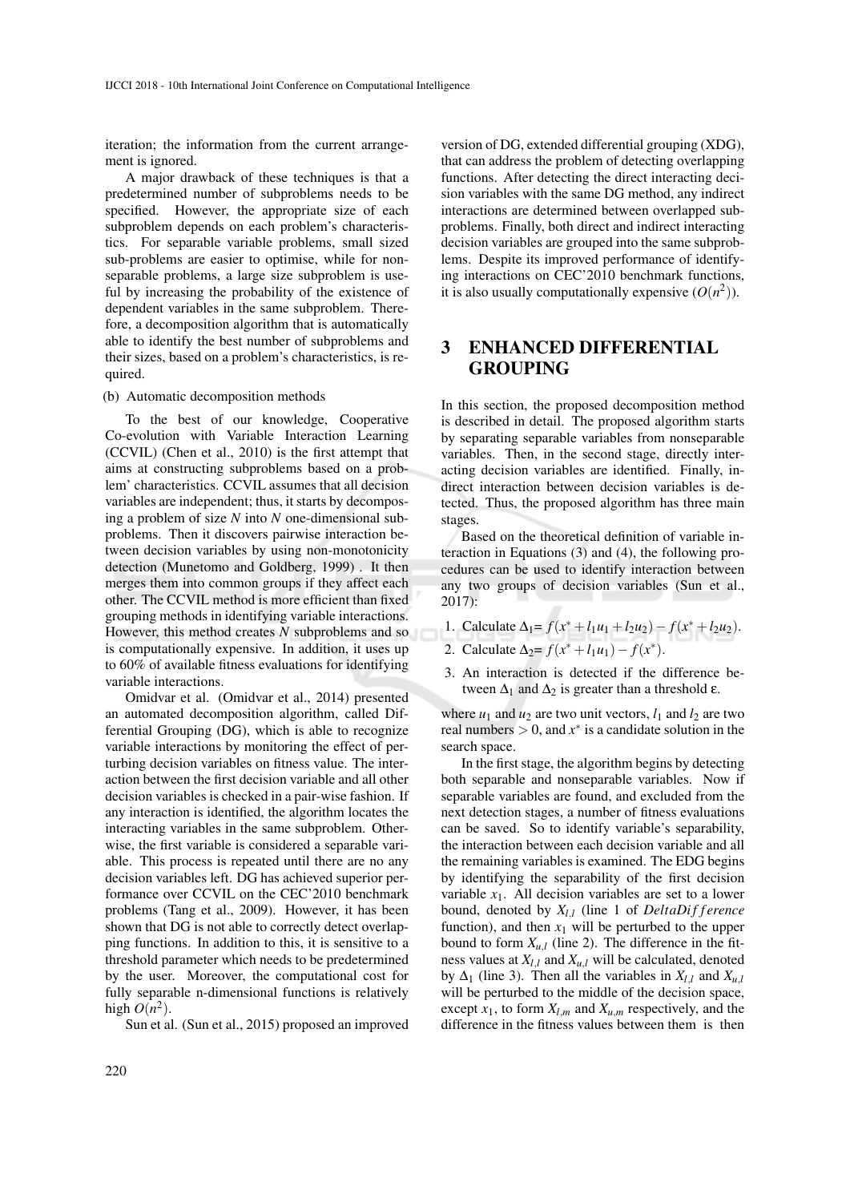iteration; the information from the current arrangement is ignored.

A major drawback of these techniques is that a predetermined number of subproblems needs to be specified. However, the appropriate size of each subproblem depends on each problem's characteristics. For separable variable problems, small sized sub-problems are easier to optimise, while for nonseparable problems, a large size subproblem is useful by increasing the probability of the existence of dependent variables in the same subproblem. Therefore, a decomposition algorithm that is automatically able to identify the best number of subproblems and their sizes, based on a problem's characteristics, is required.

(b) Automatic decomposition methods

To the best of our knowledge, Cooperative Co-evolution with Variable Interaction Learning (CCVIL) (Chen et al., 2010) is the first attempt that aims at constructing subproblems based on a problem' characteristics. CCVIL assumes that all decision variables are independent; thus, it starts by decomposing a problem of size $N$ into $N$ one-dimensional subproblems. Then it discovers pairwise interaction between decision variables by using non-monotonicity detection (Munetomo and Goldberg, 1999) . It then merges them into common groups if they affect each other. The CCVIL method is more efficient than fixed grouping methods in identifying variable interactions. However, this method creates $N$ subproblems and so is computationally expensive. In addition, it uses up to 60% of available fitness evaluations for identifying variable interactions.

Omidvar et al. (Omidvar et al., 2014) presented an automated decomposition algorithm, called Differential Grouping (DG), which is able to recognize variable interactions by monitoring the effect of perturbing decision variables on fitness value. The interaction between the first decision variable and all other decision variables is checked in a pair-wise fashion. If any interaction is identified, the algorithm locates the interacting variables in the same subproblem. Otherwise, the first variable is considered a separable variable. This process is repeated until there are no any decision variables left. DG has achieved superior performance over CCVIL on the CEC'2010 benchmark problems (Tang et al., 2009). However, it has been shown that DG is not able to correctly detect overlapping functions. In addition to this, it is sensitive to a threshold parameter which needs to be predetermined by the user. Moreover, the computational cost for fully separable n-dimensional functions is relatively high $O(n^2)$.

Sun et al. (Sun et al., 2015) proposed an improved version of DG, extended differential grouping (XDG), that can address the problem of detecting overlapping functions. After detecting the direct interacting decision variables with the same DG method, any indirect interactions are determined between overlapped subproblems. Finally, both direct and indirect interacting decision variables are grouped into the same subproblems. Despite its improved performance of identifying interactions on CEC'2010 benchmark functions, it is also usually computationally expensive ($O(n^2)$).

# 3 ENHANCED DIFFERENTIAL GROUPING

In this section, the proposed decomposition method is described in detail. The proposed algorithm starts by separating separable variables from nonseparable variables. Then, in the second stage, directly interacting decision variables are identified. Finally, indirect interaction between decision variables is detected. Thus, the proposed algorithm has three main stages.

Based on the theoretical definition of variable interaction in Equations (3) and (4), the following procedures can be used to identify interaction between any two groups of decision variables (Sun et al., 2017):

1. Calculate $\Delta_1 = f(x^* + l_1 u_1 + l_2 u_2) - f(x^* + l_2 u_2)$.
2. Calculate $\Delta_2 = f(x^* + l_1 u_1) - f(x^*)$.
3. An interaction is detected if the difference between $\Delta_1$ and $\Delta_2$ is greater than a threshold $\varepsilon$.

where $u_1$ and $u_2$ are two unit vectors, $l_1$ and $l_2$ are two real numbers $> 0$, and $x^*$ is a candidate solution in the search space.

In the first stage, the algorithm begins by detecting both separable and nonseparable variables. Now if separable variables are found, and excluded from the next detection stages, a number of fitness evaluations can be saved. So to identify variable's separability, the interaction between each decision variable and all the remaining variables is examined. The EDG begins by identifying the separability of the first decision variable $x_1$. All decision variables are set to a lower bound, denoted by $X_{l,l}$ (line 1 of *DeltaDifference* function), and then $x_1$ will be perturbed to the upper bound to form $X_{u,l}$ (line 2). The difference in the fitness values at $X_{l,l}$ and $X_{u,l}$ will be calculated, denoted by $\Delta_1$ (line 3). Then all the variables in $X_{l,l}$ and $X_{u,l}$ will be perturbed to the middle of the decision space, except $x_1$, to form $X_{l,m}$ and $X_{u,m}$ respectively, and the difference in the fitness values between them is then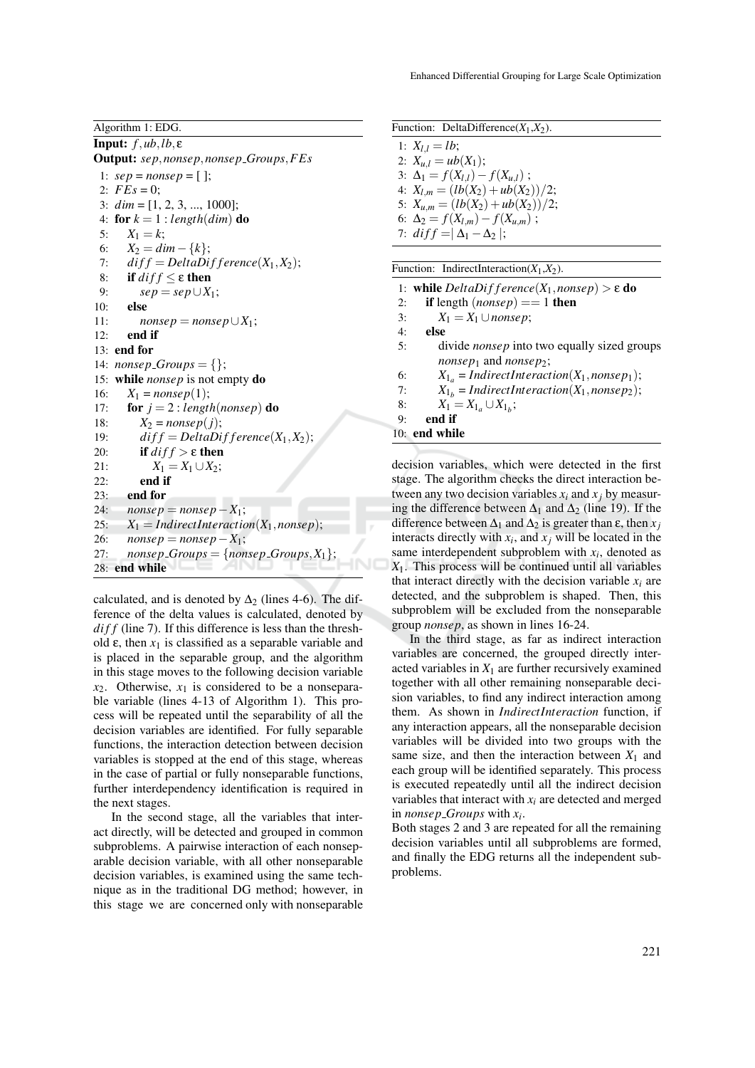**Algorithm 1: EDG.**

```
Input: f, ub, lb, ε
Output: sep, nonsep, nonsep_Groups, FEs
 1: sep = nonsep = [ ];
 2: FEs = 0;
 3: dim = [1, 2, 3, ..., 1000];
 4: for k = 1 : length(dim) do
 5:    X1 = k;
 6:    X2 = dim − {k};
 7:    diff = DeltaDifference(X1, X2);
 8:    if diff ≤ ε then
 9:       sep = sep ∪ X1;
10:    else
11:       nonsep = nonsep ∪ X1;
12:    end if
13: end for
14: nonsep_Groups = {};
15: while nonsep is not empty do
16:    X1 = nonsep(1);
17:    for j = 2 : length(nonsep) do
18:       X2 = nonsep(j);
19:       diff = DeltaDifference(X1, X2);
20:       if diff > ε then
21:          X1 = X1 ∪ X2;
22:       end if
23:    end for
24:    nonsep = nonsep − X1;
25:    X1 = IndirectInteraction(X1, nonsep);
26:    nonsep = nonsep − X1;
27:    nonsep_Groups = {nonsep_Groups, X1};
28: end while
```

calculated, and is denoted by $\Delta_2$ (lines 4-6). The difference of the delta values is calculated, denoted by $diff$ (line 7). If this difference is less than the threshold ε, then $x_1$ is classified as a separable variable and is placed in the separable group, and the algorithm in this stage moves to the following decision variable $x_2$. Otherwise, $x_1$ is considered to be a nonseparable variable (lines 4-13 of Algorithm 1). This process will be repeated until the separability of all the decision variables are identified. For fully separable functions, the interaction detection between decision variables is stopped at the end of this stage, whereas in the case of partial or fully nonseparable functions, further interdependency identification is required in the next stages.

In the second stage, all the variables that interact directly, will be detected and grouped in common subproblems. A pairwise interaction of each nonseparable decision variable, with all other nonseparable decision variables, is examined using the same technique as in the traditional DG method; however, in this stage we are concerned only with nonseparable

**Function: DeltaDifference($X_1$,$X_2$).**

```
1: X_{l,l} = lb;
2: X_{u,l} = ub(X1);
3: Δ1 = f(X_{l,l}) − f(X_{u,l});
4: X_{l,m} = (lb(X2) + ub(X2))/2;
5: X_{u,m} = (lb(X2) + ub(X2))/2;
6: Δ2 = f(X_{l,m}) − f(X_{u,m});
7: diff = | Δ1 − Δ2 |;
```

**Function: IndirectInteraction($X_1$,$X_2$).**

```
 1: while DeltaDifference(X1, nonsep) > ε do
 2:    if length(nonsep) == 1 then
 3:       X1 = X1 ∪ nonsep;
 4:    else
 5:       divide nonsep into two equally sized groups
          nonsep1 and nonsep2;
 6:       X1a = IndirectInteraction(X1, nonsep1);
 7:       X1b = IndirectInteraction(X1, nonsep2);
 8:       X1 = X1a ∪ X1b;
 9:    end if
10: end while
```

decision variables, which were detected in the first stage. The algorithm checks the direct interaction between any two decision variables $x_i$ and $x_j$ by measuring the difference between $\Delta_1$ and $\Delta_2$ (line 19). If the difference between $\Delta_1$ and $\Delta_2$ is greater than ε, then $x_j$ interacts directly with $x_i$, and $x_j$ will be located in the same interdependent subproblem with $x_i$, denoted as $X_1$. This process will be continued until all variables that interact directly with the decision variable $x_i$ are detected, and the subproblem is shaped. Then, this subproblem will be excluded from the nonseparable group *nonsep*, as shown in lines 16-24.

In the third stage, as far as indirect interaction variables are concerned, the grouped directly interacted variables in $X_1$ are further recursively examined together with all other remaining nonseparable decision variables, to find any indirect interaction among them. As shown in *IndirectInteraction* function, if any interaction appears, all the nonseparable decision variables will be divided into two groups with the same size, and then the interaction between $X_1$ and each group will be identified separately. This process is executed repeatedly until all the indirect decision variables that interact with $x_i$ are detected and merged in *nonsep_Groups* with $x_i$.

Both stages 2 and 3 are repeated for all the remaining decision variables until all subproblems are formed, and finally the EDG returns all the independent subproblems.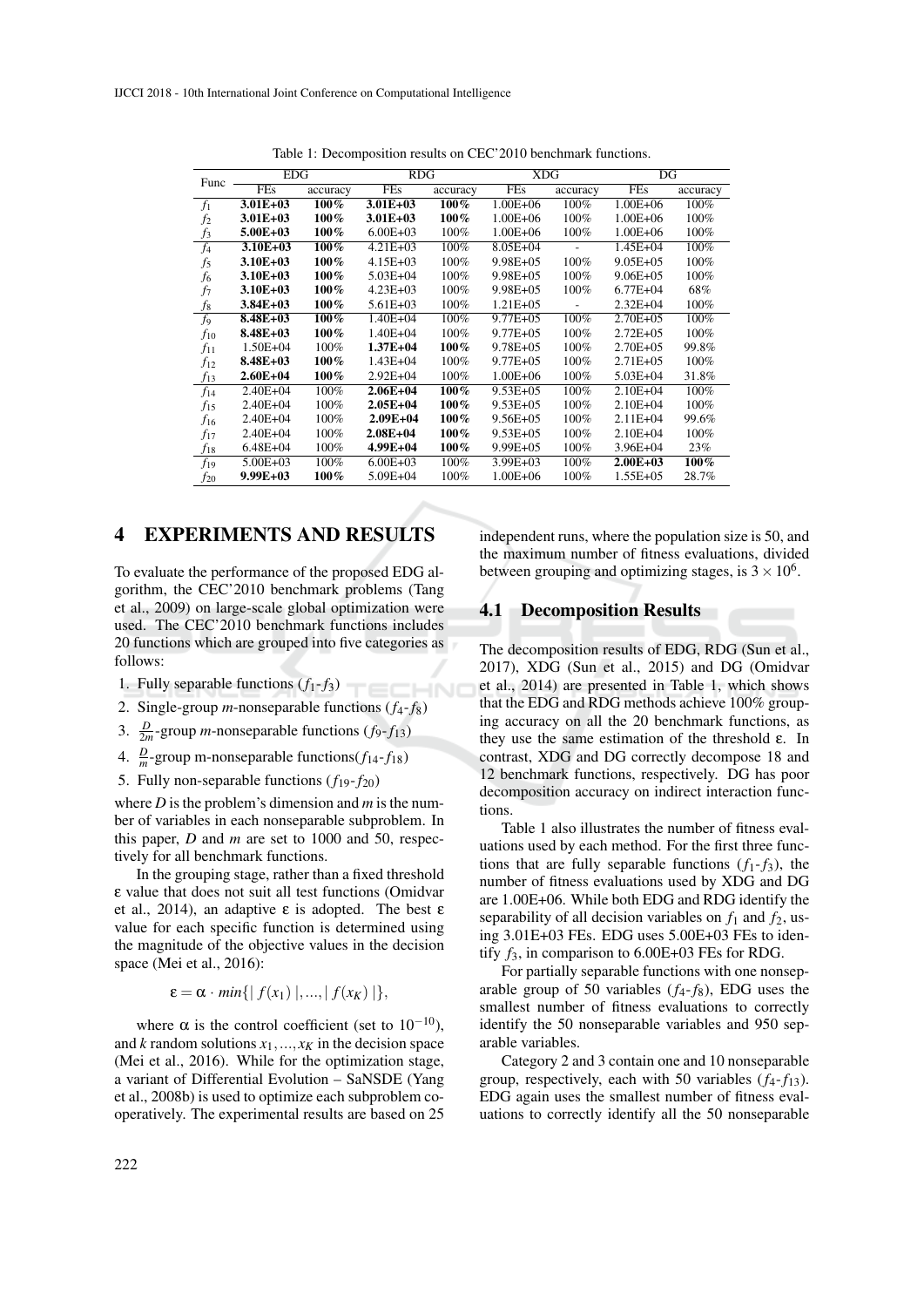Table 1: Decomposition results on CEC'2010 benchmark functions.

| Func | EDG | | RDG | | XDG | | DG | |
|---|---|---|---|---|---|---|---|---|
| | FEs | accuracy | FEs | accuracy | FEs | accuracy | FEs | accuracy |
| $f_1$ | **3.01E+03** | **100%** | **3.01E+03** | **100%** | 1.00E+06 | 100% | 1.00E+06 | 100% |
| $f_2$ | **3.01E+03** | **100%** | **3.01E+03** | **100%** | 1.00E+06 | 100% | 1.00E+06 | 100% |
| $f_3$ | **5.00E+03** | **100%** | 6.00E+03 | 100% | 1.00E+06 | 100% | 1.00E+06 | 100% |
| $f_4$ | **3.10E+03** | **100%** | 4.21E+03 | 100% | 8.05E+04 | - | 1.45E+04 | 100% |
| $f_5$ | **3.10E+03** | **100%** | 4.15E+03 | 100% | 9.98E+05 | 100% | 9.05E+05 | 100% |
| $f_6$ | **3.10E+03** | **100%** | 5.03E+04 | 100% | 9.98E+05 | 100% | 9.06E+05 | 100% |
| $f_7$ | **3.10E+03** | **100%** | 4.23E+03 | 100% | 9.98E+05 | 100% | 6.77E+04 | 68% |
| $f_8$ | **3.84E+03** | **100%** | 5.61E+03 | 100% | 1.21E+05 | - | 2.32E+04 | 100% |
| $f_9$ | **8.48E+03** | **100%** | 1.40E+04 | 100% | 9.77E+05 | 100% | 2.70E+05 | 100% |
| $f_{10}$ | **8.48E+03** | **100%** | 1.40E+04 | 100% | 9.77E+05 | 100% | 2.72E+05 | 100% |
| $f_{11}$ | 1.50E+04 | 100% | **1.37E+04** | **100%** | 9.78E+05 | 100% | 2.70E+05 | 99.8% |
| $f_{12}$ | **8.48E+03** | **100%** | 1.43E+04 | 100% | 9.77E+05 | 100% | 2.71E+05 | 100% |
| $f_{13}$ | **2.60E+04** | **100%** | 2.92E+04 | 100% | 1.00E+06 | 100% | 5.03E+04 | 31.8% |
| $f_{14}$ | 2.40E+04 | 100% | **2.06E+04** | **100%** | 9.53E+05 | 100% | 2.10E+04 | 100% |
| $f_{15}$ | 2.40E+04 | 100% | **2.05E+04** | **100%** | 9.53E+05 | 100% | 2.10E+04 | 100% |
| $f_{16}$ | 2.40E+04 | 100% | **2.09E+04** | **100%** | 9.56E+05 | 100% | 2.11E+04 | 99.6% |
| $f_{17}$ | 2.40E+04 | 100% | **2.08E+04** | **100%** | 9.53E+05 | 100% | 2.10E+04 | 100% |
| $f_{18}$ | 6.48E+04 | 100% | **4.99E+04** | **100%** | 9.99E+05 | 100% | 3.96E+04 | 23% |
| $f_{19}$ | 5.00E+03 | 100% | 6.00E+03 | 100% | 3.99E+03 | 100% | **2.00E+03** | **100%** |
| $f_{20}$ | **9.99E+03** | **100%** | 5.09E+04 | 100% | 1.00E+06 | 100% | 1.55E+05 | 28.7% |

## 4 EXPERIMENTS AND RESULTS

To evaluate the performance of the proposed EDG algorithm, the CEC'2010 benchmark problems (Tang et al., 2009) on large-scale global optimization were used. The CEC'2010 benchmark functions includes 20 functions which are grouped into five categories as follows:

1. Fully separable functions ($f_1$-$f_3$)
2. Single-group $m$-nonseparable functions ($f_4$-$f_8$)
3. $\frac{D}{2m}$-group $m$-nonseparable functions ($f_9$-$f_{13}$)
4. $\frac{D}{m}$-group m-nonseparable functions($f_{14}$-$f_{18}$)
5. Fully non-separable functions ($f_{19}$-$f_{20}$)

where $D$ is the problem's dimension and $m$ is the number of variables in each nonseparable subproblem. In this paper, $D$ and $m$ are set to 1000 and 50, respectively for all benchmark functions.

In the grouping stage, rather than a fixed threshold $\varepsilon$ value that does not suit all test functions (Omidvar et al., 2014), an adaptive $\varepsilon$ is adopted. The best $\varepsilon$ value for each specific function is determined using the magnitude of the objective values in the decision space (Mei et al., 2016):

$$\varepsilon = \alpha \cdot min\{|f(x_1)|, ..., |f(x_K)|\},$$

where $\alpha$ is the control coefficient (set to $10^{-10}$), and $k$ random solutions $x_1, ..., x_K$ in the decision space (Mei et al., 2016). While for the optimization stage, a variant of Differential Evolution – SaNSDE (Yang et al., 2008b) is used to optimize each subproblem cooperatively. The experimental results are based on 25 independent runs, where the population size is 50, and the maximum number of fitness evaluations, divided between grouping and optimizing stages, is $3 \times 10^6$.

### 4.1 Decomposition Results

The decomposition results of EDG, RDG (Sun et al., 2017), XDG (Sun et al., 2015) and DG (Omidvar et al., 2014) are presented in Table 1, which shows that the EDG and RDG methods achieve 100% grouping accuracy on all the 20 benchmark functions, as they use the same estimation of the threshold $\varepsilon$. In contrast, XDG and DG correctly decompose 18 and 12 benchmark functions, respectively. DG has poor decomposition accuracy on indirect interaction functions.

Table 1 also illustrates the number of fitness evaluations used by each method. For the first three functions that are fully separable functions ($f_1$-$f_3$), the number of fitness evaluations used by XDG and DG are 1.00E+06. While both EDG and RDG identify the separability of all decision variables on $f_1$ and $f_2$, using 3.01E+03 FEs. EDG uses 5.00E+03 FEs to identify $f_3$, in comparison to 6.00E+03 FEs for RDG.

For partially separable functions with one nonseparable group of 50 variables ($f_4$-$f_8$), EDG uses the smallest number of fitness evaluations to correctly identify the 50 nonseparable variables and 950 separable variables.

Category 2 and 3 contain one and 10 nonseparable group, respectively, each with 50 variables ($f_4$-$f_{13}$). EDG again uses the smallest number of fitness evaluations to correctly identify all the 50 nonseparable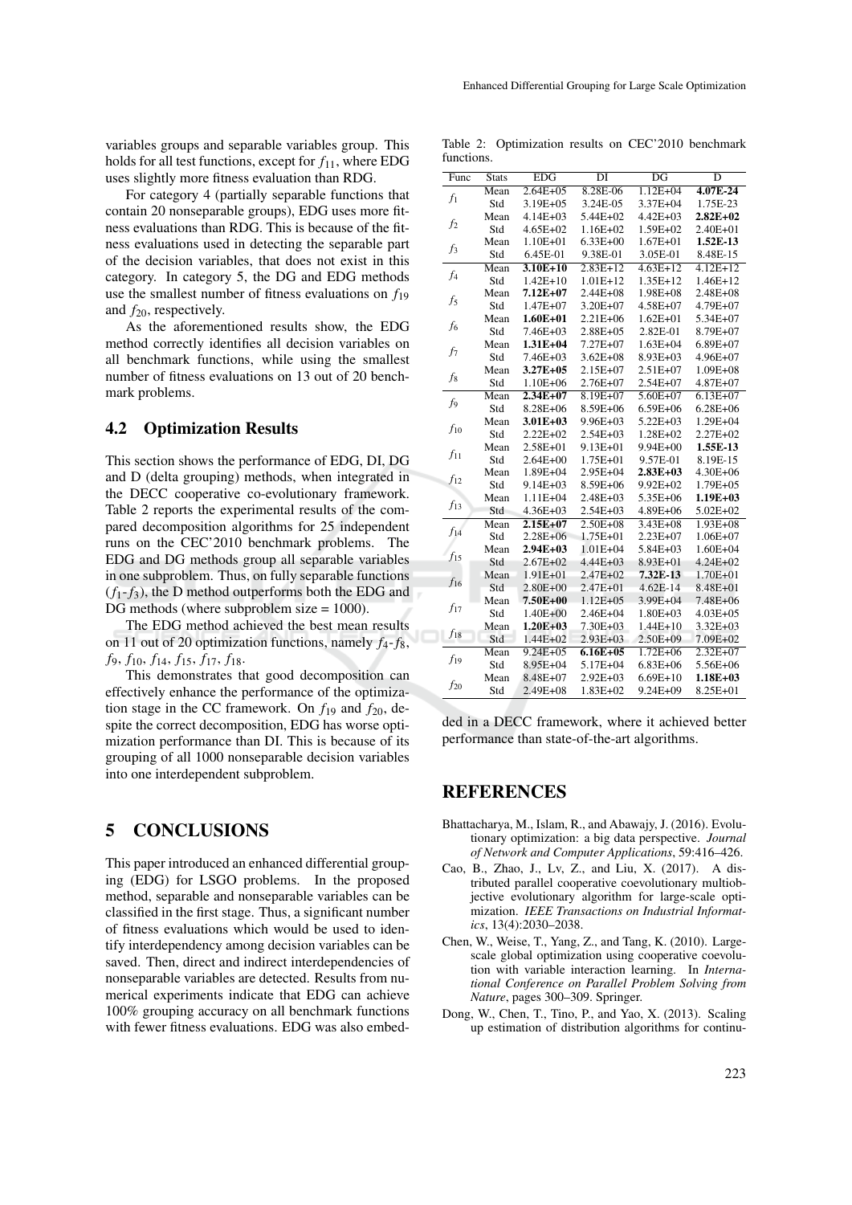variables groups and separable variables group. This holds for all test functions, except for $f_{11}$, where EDG uses slightly more fitness evaluation than RDG.

For category 4 (partially separable functions that contain 20 nonseparable groups), EDG uses more fitness evaluations than RDG. This is because of the fitness evaluations used in detecting the separable part of the decision variables, that does not exist in this category. In category 5, the DG and EDG methods use the smallest number of fitness evaluations on $f_{19}$ and $f_{20}$, respectively.

As the aforementioned results show, the EDG method correctly identifies all decision variables on all benchmark functions, while using the smallest number of fitness evaluations on 13 out of 20 benchmark problems.

### 4.2 Optimization Results

This section shows the performance of EDG, DI, DG and D (delta grouping) methods, when integrated in the DECC cooperative co-evolutionary framework. Table 2 reports the experimental results of the compared decomposition algorithms for 25 independent runs on the CEC'2010 benchmark problems. The EDG and DG methods group all separable variables in one subproblem. Thus, on fully separable functions ($f_1$-$f_3$), the D method outperforms both the EDG and DG methods (where subproblem size = 1000).

The EDG method achieved the best mean results on 11 out of 20 optimization functions, namely $f_4$-$f_8$, $f_9$, $f_{10}$, $f_{14}$, $f_{15}$, $f_{17}$, $f_{18}$.

This demonstrates that good decomposition can effectively enhance the performance of the optimization stage in the CC framework. On $f_{19}$ and $f_{20}$, despite the correct decomposition, EDG has worse optimization performance than DI. This is because of its grouping of all 1000 nonseparable decision variables into one interdependent subproblem.

## 5 CONCLUSIONS

This paper introduced an enhanced differential grouping (EDG) for LSGO problems. In the proposed method, separable and nonseparable variables can be classified in the first stage. Thus, a significant number of fitness evaluations which would be used to identify interdependency among decision variables can be saved. Then, direct and indirect interdependencies of nonseparable variables are detected. Results from numerical experiments indicate that EDG can achieve 100% grouping accuracy on all benchmark functions with fewer fitness evaluations. EDG was also embedded in a DECC framework, where it achieved better performance than state-of-the-art algorithms.

Table 2: Optimization results on CEC'2010 benchmark functions.

| Func | Stats | EDG | DI | DG | D |
|---|---|---|---|---|---|
| $f_1$ | Mean | 2.64E+05 | 8.28E-06 | 1.12E+04 | **4.07E-24** |
| | Std | 3.19E+05 | 3.24E-05 | 3.37E+04 | 1.75E-23 |
| $f_2$ | Mean | 4.14E+03 | 5.44E+02 | 4.42E+03 | **2.82E+02** |
| | Std | 4.65E+02 | 1.16E+02 | 1.59E+02 | 2.40E+01 |
| $f_3$ | Mean | 1.10E+01 | 6.33E+00 | 1.67E+01 | **1.52E-13** |
| | Std | 6.45E-01 | 9.38E-01 | 3.05E-01 | 8.48E-15 |
| $f_4$ | Mean | **3.10E+10** | 2.83E+12 | 4.63E+12 | 4.12E+12 |
| | Std | 1.42E+10 | 1.01E+12 | 1.35E+12 | 1.46E+12 |
| $f_5$ | Mean | **7.12E+07** | 2.44E+08 | 1.98E+08 | 2.48E+08 |
| | Std | 1.47E+07 | 3.20E+07 | 4.58E+07 | 4.79E+07 |
| $f_6$ | Mean | **1.60E+01** | 2.21E+06 | 1.62E+01 | 5.34E+07 |
| | Std | 7.46E+03 | 2.88E+05 | 2.82E-01 | 8.79E+07 |
| $f_7$ | Mean | **1.31E+04** | 7.27E+07 | 1.63E+04 | 6.89E+07 |
| | Std | 7.46E+03 | 3.62E+08 | 8.93E+03 | 4.96E+07 |
| $f_8$ | Mean | **3.27E+05** | 2.15E+07 | 2.51E+07 | 1.09E+08 |
| | Std | 1.10E+06 | 2.76E+07 | 2.54E+07 | 4.87E+07 |
| $f_9$ | Mean | **2.34E+07** | 8.19E+07 | 5.60E+07 | 6.13E+07 |
| | Std | 8.28E+06 | 8.59E+06 | 6.59E+06 | 6.28E+06 |
| $f_{10}$ | Mean | **3.01E+03** | 9.96E+03 | 5.22E+03 | 1.29E+04 |
| | Std | 2.22E+02 | 2.54E+03 | 1.28E+02 | 2.27E+02 |
| $f_{11}$ | Mean | 2.58E+01 | 9.13E+01 | 9.94E+00 | **1.55E-13** |
| | Std | 2.64E+00 | 1.75E+01 | 9.57E-01 | 8.19E-15 |
| $f_{12}$ | Mean | 1.89E+04 | 2.95E+04 | **2.83E+03** | 4.30E+06 |
| | Std | 9.14E+03 | 8.59E+06 | 9.92E+02 | 1.79E+05 |
| $f_{13}$ | Mean | 1.11E+04 | 2.48E+03 | 5.35E+06 | **1.19E+03** |
| | Std | 4.36E+03 | 2.54E+03 | 4.89E+06 | 5.02E+02 |
| $f_{14}$ | Mean | **2.15E+07** | 2.50E+08 | 3.43E+08 | 1.93E+08 |
| | Std | 2.28E+06 | 1.75E+01 | 2.23E+07 | 1.06E+07 |
| $f_{15}$ | Mean | **2.94E+03** | 1.01E+04 | 5.84E+03 | 1.60E+04 |
| | Std | 2.67E+02 | 4.44E+03 | 8.93E+01 | 4.24E+02 |
| $f_{16}$ | Mean | 1.91E+01 | 2.47E+02 | **7.32E-13** | 1.70E+01 |
| | Std | 2.80E+00 | 2.47E+01 | 4.62E-14 | 8.48E+01 |
| $f_{17}$ | Mean | **7.50E+00** | 1.12E+05 | 3.99E+04 | 7.48E+06 |
| | Std | 1.40E+00 | 2.46E+04 | 1.80E+03 | 4.03E+05 |
| $f_{18}$ | Mean | **1.20E+03** | 7.30E+03 | 1.44E+10 | 3.32E+03 |
| | Std | 1.44E+02 | 2.93E+03 | 2.50E+09 | 7.09E+02 |
| $f_{19}$ | Mean | 9.24E+05 | **6.16E+05** | 1.72E+06 | 2.32E+07 |
| | Std | 8.95E+04 | 5.17E+04 | 6.83E+06 | 5.56E+06 |
| $f_{20}$ | Mean | 8.48E+07 | 2.92E+03 | 6.69E+10 | **1.18E+03** |
| | Std | 2.49E+08 | 1.83E+02 | 9.24E+09 | 8.25E+01 |

## REFERENCES

Bhattacharya, M., Islam, R., and Abawajy, J. (2016). Evolutionary optimization: a big data perspective. *Journal of Network and Computer Applications*, 59:416–426.

Cao, B., Zhao, J., Lv, Z., and Liu, X. (2017). A distributed parallel cooperative coevolutionary multiobjective evolutionary algorithm for large-scale optimization. *IEEE Transactions on Industrial Informatics*, 13(4):2030–2038.

Chen, W., Weise, T., Yang, Z., and Tang, K. (2010). Large-scale global optimization using cooperative coevolution with variable interaction learning. In *International Conference on Parallel Problem Solving from Nature*, pages 300–309. Springer.

Dong, W., Chen, T., Tino, P., and Yao, X. (2013). Scaling up estimation of distribution algorithms for continu-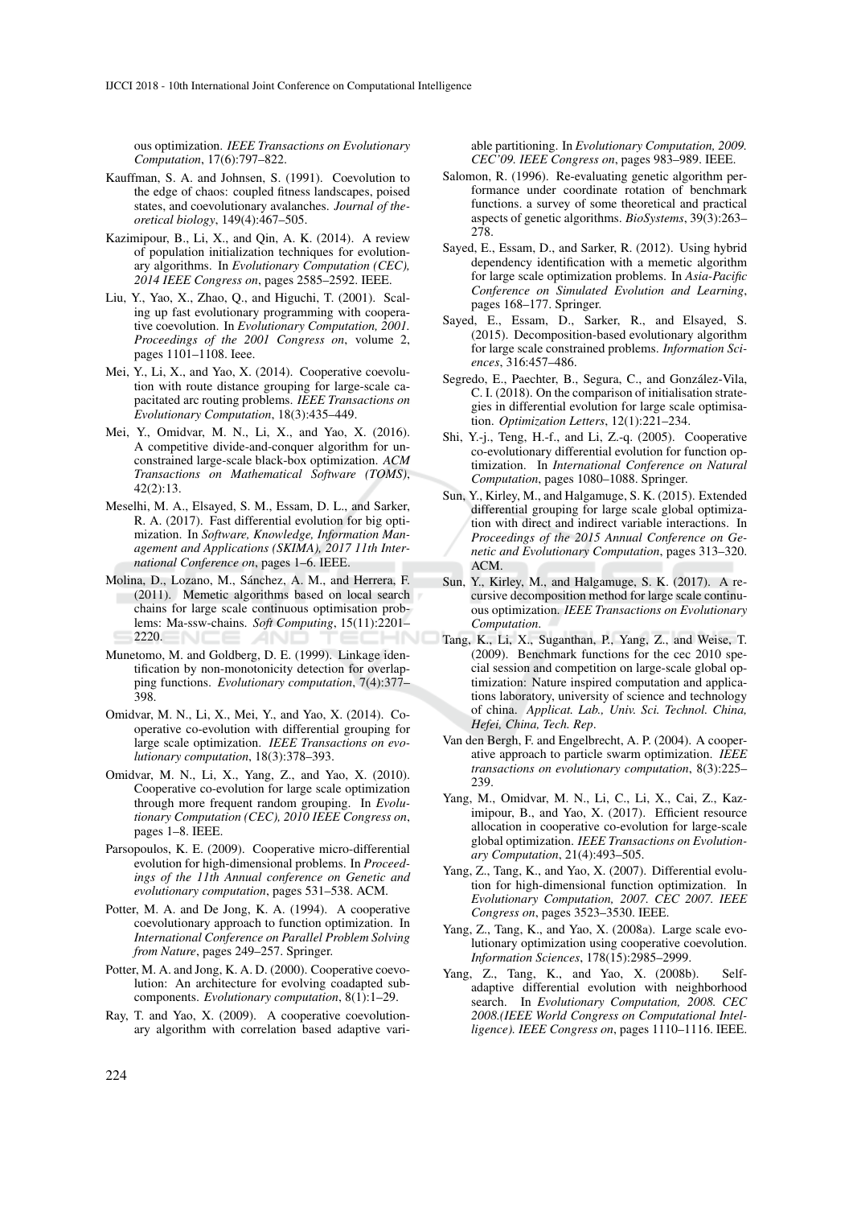ous optimization. *IEEE Transactions on Evolutionary Computation*, 17(6):797–822.

Kauffman, S. A. and Johnsen, S. (1991). Coevolution to the edge of chaos: coupled fitness landscapes, poised states, and coevolutionary avalanches. *Journal of theoretical biology*, 149(4):467–505.

Kazimipour, B., Li, X., and Qin, A. K. (2014). A review of population initialization techniques for evolutionary algorithms. In *Evolutionary Computation (CEC), 2014 IEEE Congress on*, pages 2585–2592. IEEE.

Liu, Y., Yao, X., Zhao, Q., and Higuchi, T. (2001). Scaling up fast evolutionary programming with cooperative coevolution. In *Evolutionary Computation, 2001. Proceedings of the 2001 Congress on*, volume 2, pages 1101–1108. Ieee.

Mei, Y., Li, X., and Yao, X. (2014). Cooperative coevolution with route distance grouping for large-scale capacitated arc routing problems. *IEEE Transactions on Evolutionary Computation*, 18(3):435–449.

Mei, Y., Omidvar, M. N., Li, X., and Yao, X. (2016). A competitive divide-and-conquer algorithm for unconstrained large-scale black-box optimization. *ACM Transactions on Mathematical Software (TOMS)*, 42(2):13.

Meselhi, M. A., Elsayed, S. M., Essam, D. L., and Sarker, R. A. (2017). Fast differential evolution for big optimization. In *Software, Knowledge, Information Management and Applications (SKIMA), 2017 11th International Conference on*, pages 1–6. IEEE.

Molina, D., Lozano, M., Sánchez, A. M., and Herrera, F. (2011). Memetic algorithms based on local search chains for large scale continuous optimisation problems: Ma-ssw-chains. *Soft Computing*, 15(11):2201–2220.

Munetomo, M. and Goldberg, D. E. (1999). Linkage identification by non-monotonicity detection for overlapping functions. *Evolutionary computation*, 7(4):377–398.

Omidvar, M. N., Li, X., Mei, Y., and Yao, X. (2014). Cooperative co-evolution with differential grouping for large scale optimization. *IEEE Transactions on evolutionary computation*, 18(3):378–393.

Omidvar, M. N., Li, X., Yang, Z., and Yao, X. (2010). Cooperative co-evolution for large scale optimization through more frequent random grouping. In *Evolutionary Computation (CEC), 2010 IEEE Congress on*, pages 1–8. IEEE.

Parsopoulos, K. E. (2009). Cooperative micro-differential evolution for high-dimensional problems. In *Proceedings of the 11th Annual conference on Genetic and evolutionary computation*, pages 531–538. ACM.

Potter, M. A. and De Jong, K. A. (1994). A cooperative coevolutionary approach to function optimization. In *International Conference on Parallel Problem Solving from Nature*, pages 249–257. Springer.

Potter, M. A. and Jong, K. A. D. (2000). Cooperative coevolution: An architecture for evolving coadapted subcomponents. *Evolutionary computation*, 8(1):1–29.

Ray, T. and Yao, X. (2009). A cooperative coevolutionary algorithm with correlation based adaptive variable partitioning. In *Evolutionary Computation, 2009. CEC'09. IEEE Congress on*, pages 983–989. IEEE.

Salomon, R. (1996). Re-evaluating genetic algorithm performance under coordinate rotation of benchmark functions. a survey of some theoretical and practical aspects of genetic algorithms. *BioSystems*, 39(3):263–278.

Sayed, E., Essam, D., and Sarker, R. (2012). Using hybrid dependency identification with a memetic algorithm for large scale optimization problems. In *Asia-Pacific Conference on Simulated Evolution and Learning*, pages 168–177. Springer.

Sayed, E., Essam, D., Sarker, R., and Elsayed, S. (2015). Decomposition-based evolutionary algorithm for large scale constrained problems. *Information Sciences*, 316:457–486.

Segredo, E., Paechter, B., Segura, C., and González-Vila, C. I. (2018). On the comparison of initialisation strategies in differential evolution for large scale optimisation. *Optimization Letters*, 12(1):221–234.

Shi, Y.-j., Teng, H.-f., and Li, Z.-q. (2005). Cooperative co-evolutionary differential evolution for function optimization. In *International Conference on Natural Computation*, pages 1080–1088. Springer.

Sun, Y., Kirley, M., and Halgamuge, S. K. (2015). Extended differential grouping for large scale global optimization with direct and indirect variable interactions. In *Proceedings of the 2015 Annual Conference on Genetic and Evolutionary Computation*, pages 313–320. ACM.

Sun, Y., Kirley, M., and Halgamuge, S. K. (2017). A recursive decomposition method for large scale continuous optimization. *IEEE Transactions on Evolutionary Computation*.

Tang, K., Li, X., Suganthan, P., Yang, Z., and Weise, T. (2009). Benchmark functions for the cec 2010 special session and competition on large-scale global optimization: Nature inspired computation and applications laboratory, university of science and technology of china. *Applicat. Lab., Univ. Sci. Technol. China, Hefei, China, Tech. Rep*.

Van den Bergh, F. and Engelbrecht, A. P. (2004). A cooperative approach to particle swarm optimization. *IEEE transactions on evolutionary computation*, 8(3):225–239.

Yang, M., Omidvar, M. N., Li, C., Li, X., Cai, Z., Kazimipour, B., and Yao, X. (2017). Efficient resource allocation in cooperative co-evolution for large-scale global optimization. *IEEE Transactions on Evolutionary Computation*, 21(4):493–505.

Yang, Z., Tang, K., and Yao, X. (2007). Differential evolution for high-dimensional function optimization. In *Evolutionary Computation, 2007. CEC 2007. IEEE Congress on*, pages 3523–3530. IEEE.

Yang, Z., Tang, K., and Yao, X. (2008a). Large scale evolutionary optimization using cooperative coevolution. *Information Sciences*, 178(15):2985–2999.

Yang, Z., Tang, K., and Yao, X. (2008b). Self-adaptive differential evolution with neighborhood search. In *Evolutionary Computation, 2008. CEC 2008.(IEEE World Congress on Computational Intelligence). IEEE Congress on*, pages 1110–1116. IEEE.